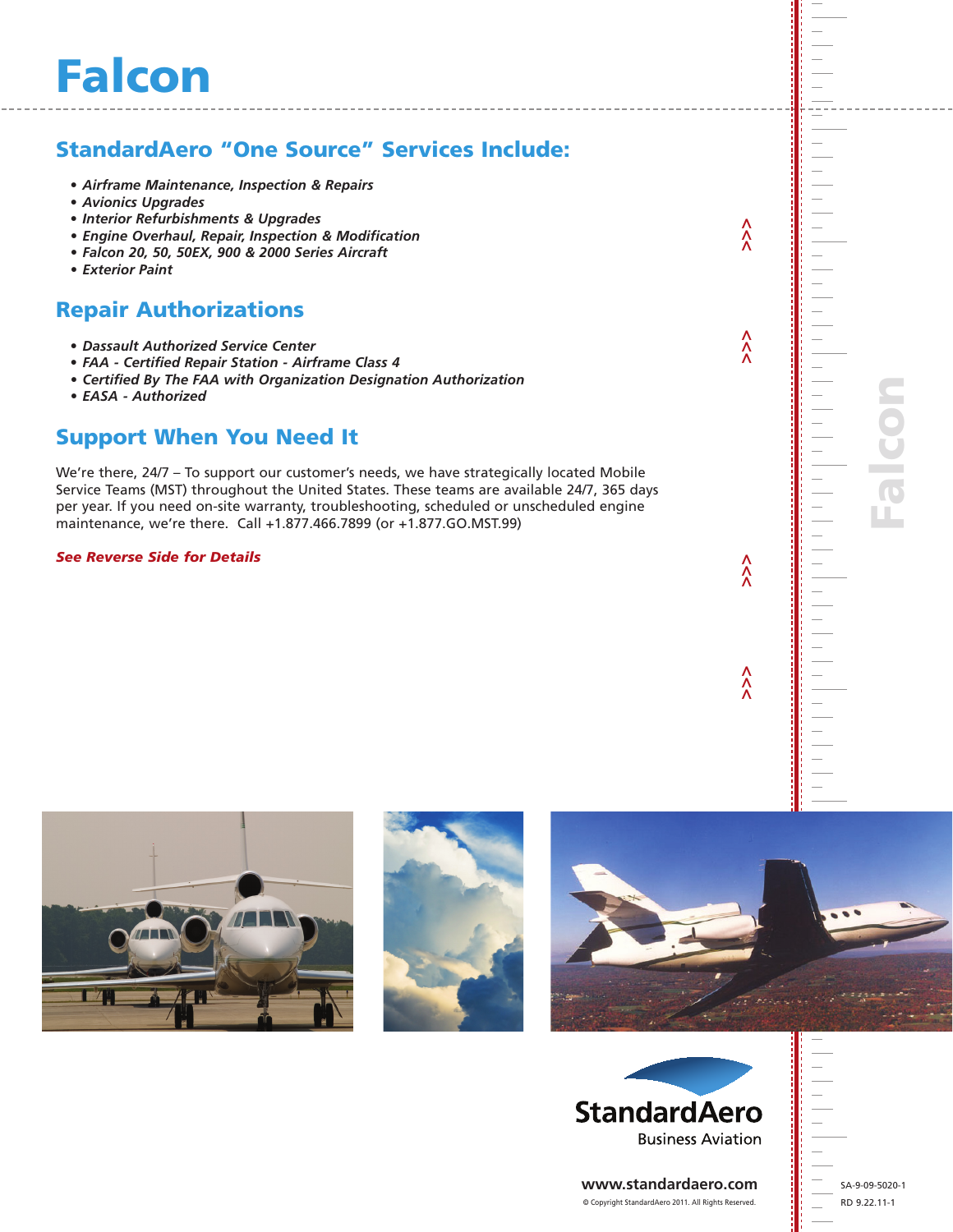# Falcon

## StandardAero "One Source" Services Include:

- *Airframe Maintenance, Inspection & Repairs*
- *Avionics Upgrades*
- *Interior Refurbishments & Upgrades*
- *Engine Overhaul, Repair, Inspection & Modification*
- *Falcon 20, 50, 50EX, 900 & 2000 Series Aircraft*
- *Exterior Paint*

## Repair Authorizations

- *Dassault Authorized Service Center*
- *FAA - Certified Repair Station - Airframe Class 4*
- *Certified By The FAA with Organization Designation Authorization*
- *EASA - Authorized*

## Support When You Need It

We're there, 24/7 – To support our customer's needs, we have strategically located Mobile Service Teams (MST) throughout the United States. These teams are available 24/7, 365 days per year. If you need on-site warranty, troubleshooting, scheduled or unscheduled engine maintenance, we're there. Call +1.877.466.7899 (or +1.877.GO.MST.99)

***See Reverse Side for Details***

StandardAero
Business Aviation

www.standardaero.com

© Copyright StandardAero 2011. All Rights Reserved.

SA-9-09-5020-1
RD 9.22.11-1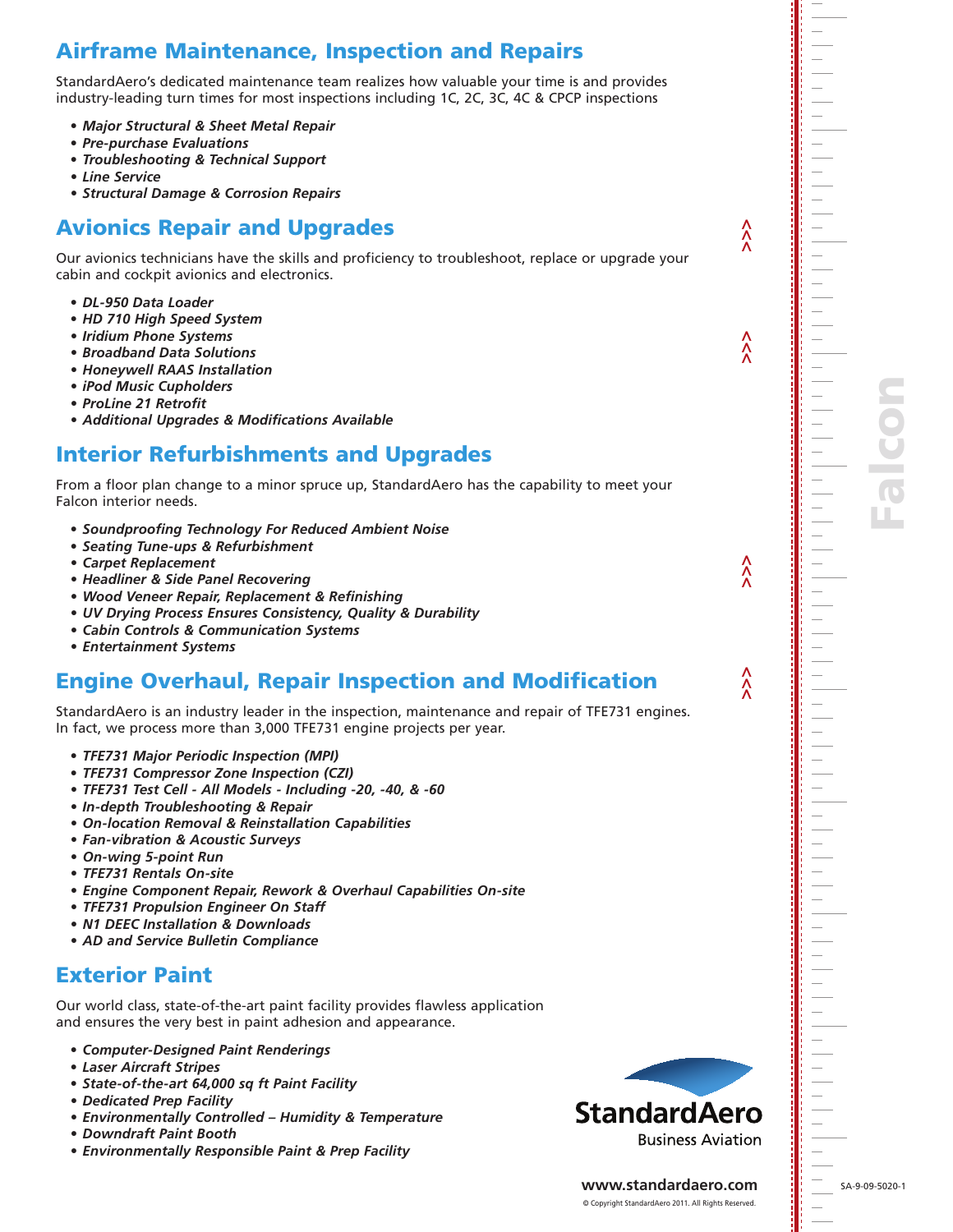## Airframe Maintenance, Inspection and Repairs

StandardAero's dedicated maintenance team realizes how valuable your time is and provides industry-leading turn times for most inspections including 1C, 2C, 3C, 4C & CPCP inspections

- *Major Structural & Sheet Metal Repair*
- *Pre-purchase Evaluations*
- *Troubleshooting & Technical Support*
- *Line Service*
- *Structural Damage & Corrosion Repairs*

## Avionics Repair and Upgrades

Our avionics technicians have the skills and proficiency to troubleshoot, replace or upgrade your cabin and cockpit avionics and electronics.

- *DL-950 Data Loader*
- *HD 710 High Speed System*
- *Iridium Phone Systems*
- *Broadband Data Solutions*
- *Honeywell RAAS Installation*
- *iPod Music Cupholders*
- *ProLine 21 Retrofit*
- *Additional Upgrades & Modifications Available*

## Interior Refurbishments and Upgrades

From a floor plan change to a minor spruce up, StandardAero has the capability to meet your Falcon interior needs.

- *Soundproofing Technology For Reduced Ambient Noise*
- *Seating Tune-ups & Refurbishment*
- *Carpet Replacement*
- *Headliner & Side Panel Recovering*
- *Wood Veneer Repair, Replacement & Refinishing*
- *UV Drying Process Ensures Consistency, Quality & Durability*
- *Cabin Controls & Communication Systems*
- *Entertainment Systems*

## Engine Overhaul, Repair Inspection and Modification

StandardAero is an industry leader in the inspection, maintenance and repair of TFE731 engines. In fact, we process more than 3,000 TFE731 engine projects per year.

- *TFE731 Major Periodic Inspection (MPI)*
- *TFE731 Compressor Zone Inspection (CZI)*
- *TFE731 Test Cell - All Models - Including -20, -40, & -60*
- *In-depth Troubleshooting & Repair*
- *On-location Removal & Reinstallation Capabilities*
- *Fan-vibration & Acoustic Surveys*
- *On-wing 5-point Run*
- *TFE731 Rentals On-site*
- *Engine Component Repair, Rework & Overhaul Capabilities On-site*
- *TFE731 Propulsion Engineer On Staff*
- *N1 DEEC Installation & Downloads*
- *AD and Service Bulletin Compliance*

## Exterior Paint

Our world class, state-of-the-art paint facility provides flawless application and ensures the very best in paint adhesion and appearance.

- *Computer-Designed Paint Renderings*
- *Laser Aircraft Stripes*
- *State-of-the-art 64,000 sq ft Paint Facility*
- *Dedicated Prep Facility*
- *Environmentally Controlled – Humidity & Temperature*
- *Downdraft Paint Booth*
- *Environmentally Responsible Paint & Prep Facility*

StandardAero
Business Aviation

Falcon

**www.standardaero.com**

© Copyright StandardAero 2011. All Rights Reserved.

SA-9-09-5020-1